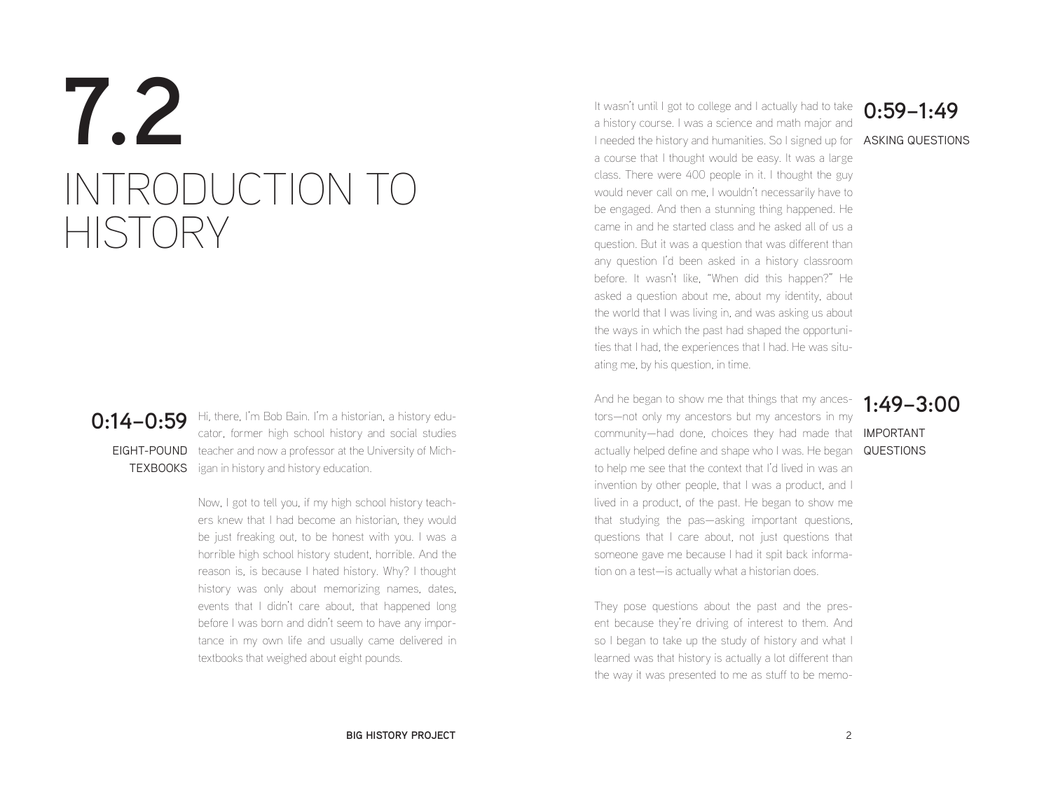# 7.2
# INTRODUCTION TO HISTORY

### 0:14–0:59
EIGHT-POUND TEXBOOKS

Hi, there, I'm Bob Bain. I'm a historian, a history educator, former high school history and social studies teacher and now a professor at the University of Michigan in history and history education.

Now, I got to tell you, if my high school history teachers knew that I had become an historian, they would be just freaking out, to be honest with you. I was a horrible high school history student, horrible. And the reason is, is because I hated history. Why? I thought history was only about memorizing names, dates, events that I didn't care about, that happened long before I was born and didn't seem to have any importance in my own life and usually came delivered in textbooks that weighed about eight pounds.

### 0:59–1:49
ASKING QUESTIONS

It wasn't until I got to college and I actually had to take a history course. I was a science and math major and I needed the history and humanities. So I signed up for a course that I thought would be easy. It was a large class. There were 400 people in it. I thought the guy would never call on me, I wouldn't necessarily have to be engaged. And then a stunning thing happened. He came in and he started class and he asked all of us a question. But it was a question that was different than any question I'd been asked in a history classroom before. It wasn't like, "When did this happen?" He asked a question about me, about my identity, about the world that I was living in, and was asking us about the ways in which the past had shaped the opportunities that I had, the experiences that I had. He was situating me, by his question, in time.

### 1:49–3:00
IMPORTANT QUESTIONS

And he began to show me that things that my ancestors—not only my ancestors but my ancestors in my community—had done, choices they had made that actually helped define and shape who I was. He began to help me see that the context that I'd lived in was an invention by other people, that I was a product, and I lived in a product, of the past. He began to show me that studying the pas—asking important questions, questions that I care about, not just questions that someone gave me because I had it spit back information on a test—is actually what a historian does.

They pose questions about the past and the present because they're driving of interest to them. And so I began to take up the study of history and what I learned was that history is actually a lot different than the way it was presented to me as stuff to be memo-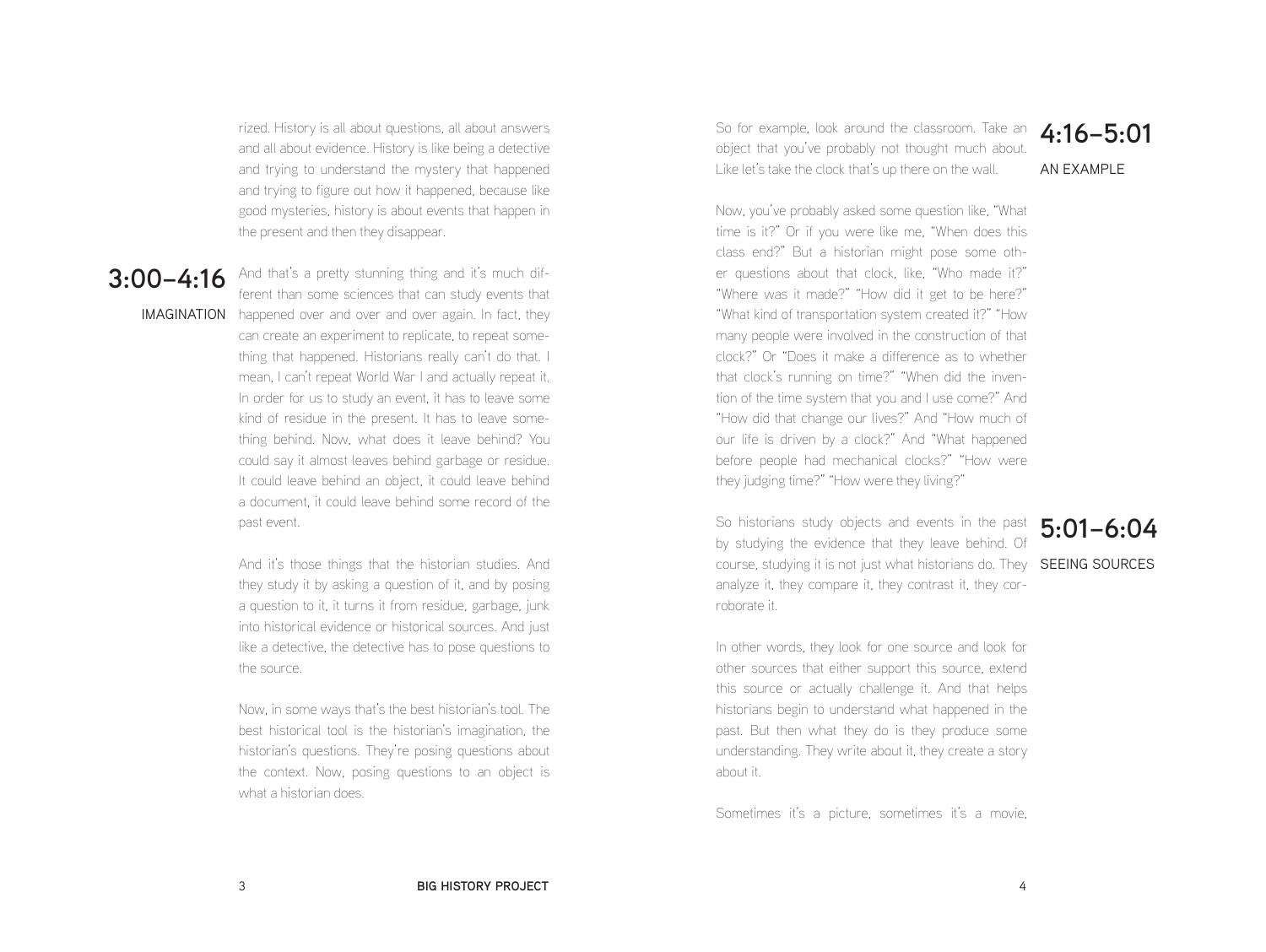rized. History is all about questions, all about answers and all about evidence. History is like being a detective and trying to understand the mystery that happened and trying to figure out how it happened, because like good mysteries, history is about events that happen in the present and then they disappear.

## 3:00–4:16

### IMAGINATION

And that's a pretty stunning thing and it's much different than some sciences that can study events that happened over and over and over again. In fact, they can create an experiment to replicate, to repeat something that happened. Historians really can't do that. I mean, I can't repeat World War I and actually repeat it. In order for us to study an event, it has to leave some kind of residue in the present. It has to leave something behind. Now, what does it leave behind? You could say it almost leaves behind garbage or residue. It could leave behind an object, it could leave behind a document, it could leave behind some record of the past event.

And it's those things that the historian studies. And they study it by asking a question of it, and by posing a question to it, it turns it from residue, garbage, junk into historical evidence or historical sources. And just like a detective, the detective has to pose questions to the source.

Now, in some ways that's the best historian's tool. The best historical tool is the historian's imagination, the historian's questions. They're posing questions about the context. Now, posing questions to an object is what a historian does.

## 4:16–5:01

### AN EXAMPLE

So for example, look around the classroom. Take an object that you've probably not thought much about. Like let's take the clock that's up there on the wall.

Now, you've probably asked some question like, "What time is it?" Or if you were like me, "When does this class end?" But a historian might pose some other questions about that clock, like, "Who made it?" "Where was it made?" "How did it get to be here?" "What kind of transportation system created it?" "How many people were involved in the construction of that clock?" Or "Does it make a difference as to whether that clock's running on time?" "When did the invention of the time system that you and I use come?" And "How did that change our lives?" And "How much of our life is driven by a clock?" And "What happened before people had mechanical clocks?" "How were they judging time?" "How were they living?"

## 5:01–6:04

### SEEING SOURCES

So historians study objects and events in the past by studying the evidence that they leave behind. Of course, studying it is not just what historians do. They analyze it, they compare it, they contrast it, they corroborate it.

In other words, they look for one source and look for other sources that either support this source, extend this source or actually challenge it. And that helps historians begin to understand what happened in the past. But then what they do is they produce some understanding. They write about it, they create a story about it.

Sometimes it's a picture, sometimes it's a movie,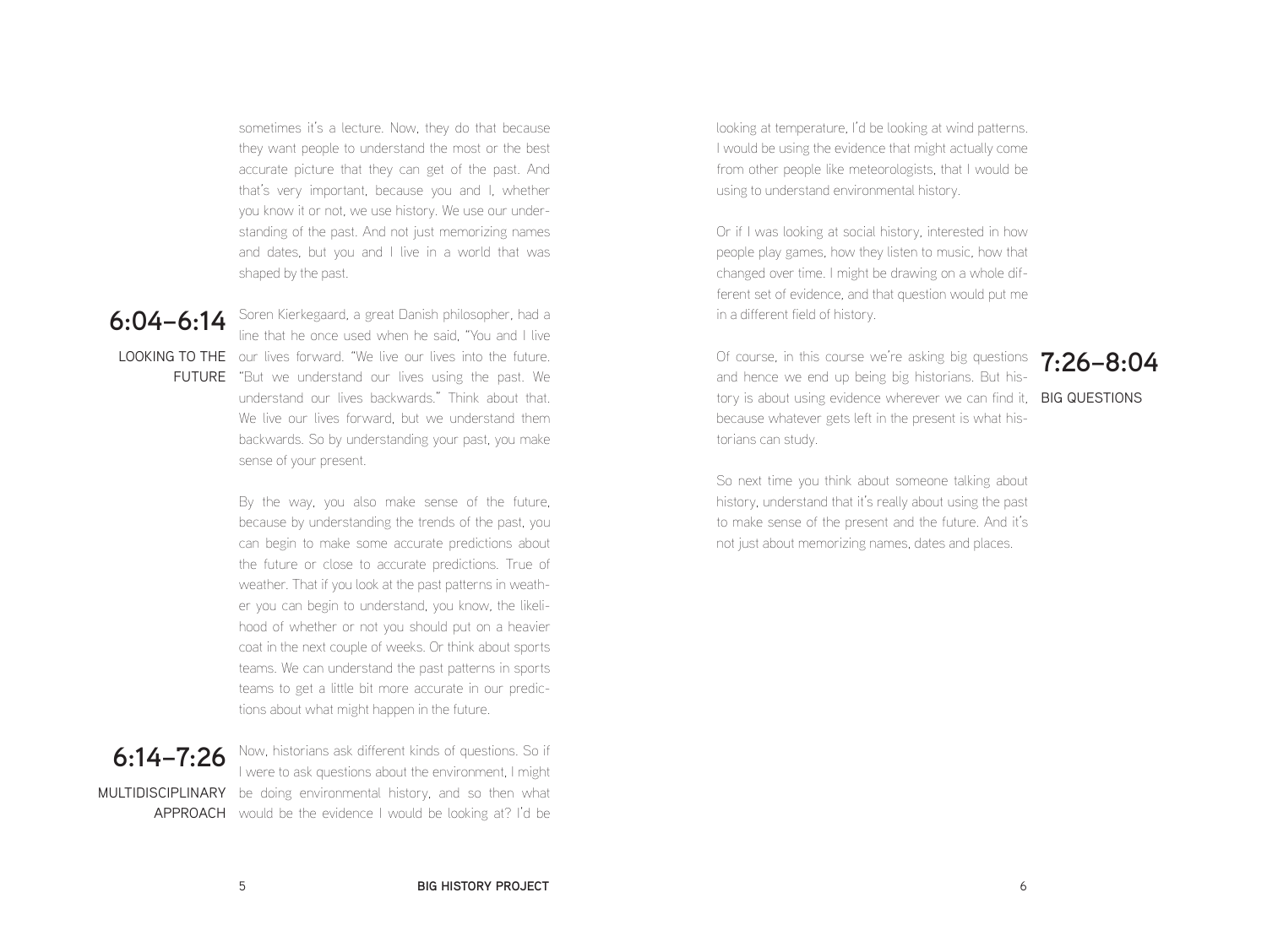sometimes it's a lecture. Now, they do that because they want people to understand the most or the best accurate picture that they can get of the past. And that's very important, because you and I, whether you know it or not, we use history. We use our understanding of the past. And not just memorizing names and dates, but you and I live in a world that was shaped by the past.

## 6:04–6:14

**LOOKING TO THE FUTURE**

Soren Kierkegaard, a great Danish philosopher, had a line that he once used when he said, "You and I live our lives forward. "We live our lives into the future. "But we understand our lives using the past. We understand our lives backwards." Think about that. We live our lives forward, but we understand them backwards. So by understanding your past, you make sense of your present.

By the way, you also make sense of the future, because by understanding the trends of the past, you can begin to make some accurate predictions about the future or close to accurate predictions. True of weather. That if you look at the past patterns in weather you can begin to understand, you know, the likelihood of whether or not you should put on a heavier coat in the next couple of weeks. Or think about sports teams. We can understand the past patterns in sports teams to get a little bit more accurate in our predictions about what might happen in the future.

## 6:14–7:26

**MULTIDISCIPLINARY APPROACH**

Now, historians ask different kinds of questions. So if I were to ask questions about the environment, I might be doing environmental history, and so then what would be the evidence I would be looking at? I'd be looking at temperature, I'd be looking at wind patterns. I would be using the evidence that might actually come from other people like meteorologists, that I would be using to understand environmental history.

Or if I was looking at social history, interested in how people play games, how they listen to music, how that changed over time. I might be drawing on a whole different set of evidence, and that question would put me in a different field of history.

## 7:26–8:04

**BIG QUESTIONS**

Of course, in this course we're asking big questions and hence we end up being big historians. But history is about using evidence wherever we can find it, because whatever gets left in the present is what historians can study.

So next time you think about someone talking about history, understand that it's really about using the past to make sense of the present and the future. And it's not just about memorizing names, dates and places.